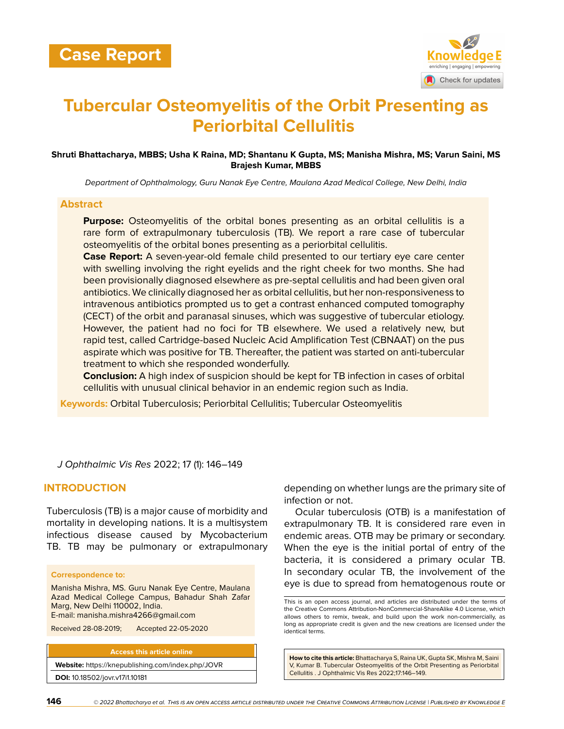Case Report

# Tubercular Osteomyelitis of the Orbit Presenting as Periorbital Cellulitis

**Shruti Bhattacharya, MBBS; Usha K Raina, MD; Shantanu K Gupta, MS; Manisha Mishra, MS; Varun Saini, MS Brajesh Kumar, MBBS**

*Department of Ophthalmology, Guru Nanak Eye Centre, Maulana Azad Medical College, New Delhi, India*

## Abstract

**Purpose:** Osteomyelitis of the orbital bones presenting as an orbital cellulitis is a rare form of extrapulmonary tuberculosis (TB). We report a rare case of tubercular osteomyelitis of the orbital bones presenting as a periorbital cellulitis.

**Case Report:** A seven-year-old female child presented to our tertiary eye care center with swelling involving the right eyelids and the right cheek for two months. She had been provisionally diagnosed elsewhere as pre-septal cellulitis and had been given oral antibiotics. We clinically diagnosed her as orbital cellulitis, but her non-responsiveness to intravenous antibiotics prompted us to get a contrast enhanced computed tomography (CECT) of the orbit and paranasal sinuses, which was suggestive of tubercular etiology. However, the patient had no foci for TB elsewhere. We used a relatively new, but rapid test, called Cartridge-based Nucleic Acid Amplification Test (CBNAAT) on the pus aspirate which was positive for TB. Thereafter, the patient was started on anti-tubercular treatment to which she responded wonderfully.

**Conclusion:** A high index of suspicion should be kept for TB infection in cases of orbital cellulitis with unusual clinical behavior in an endemic region such as India.

**Keywords:** Orbital Tuberculosis; Periorbital Cellulitis; Tubercular Osteomyelitis

*J Ophthalmic Vis Res* 2022; 17 (1): 146–149

## INTRODUCTION

Tuberculosis (TB) is a major cause of morbidity and mortality in developing nations. It is a multisystem infectious disease caused by Mycobacterium TB. TB may be pulmonary or extrapulmonary depending on whether lungs are the primary site of infection or not.

Ocular tuberculosis (OTB) is a manifestation of extrapulmonary TB. It is considered rare even in endemic areas. OTB may be primary or secondary. When the eye is the initial portal of entry of the bacteria, it is considered a primary ocular TB. In secondary ocular TB, the involvement of the eye is due to spread from hematogenous route or

**Correspondence to:**

Manisha Mishra, MS. Guru Nanak Eye Centre, Maulana Azad Medical College Campus, Bahadur Shah Zafar Marg, New Delhi 110002, India.
E-mail: manisha.mishra4266@gmail.com

Received 28-08-2019; Accepted 22-05-2020

**Access this article online**

**Website:** https://knepublishing.com/index.php/JOVR

**DOI:** 10.18502/jovr.v17i1.10181

This is an open access journal, and articles are distributed under the terms of the Creative Commons Attribution-NonCommercial-ShareAlike 4.0 License, which allows others to remix, tweak, and build upon the work non-commercially, as long as appropriate credit is given and the new creations are licensed under the identical terms.

**How to cite this article:** Bhattacharya S, Raina UK, Gupta SK, Mishra M, Saini V, Kumar B. Tubercular Osteomyelitis of the Orbit Presenting as Periorbital Cellulitis . J Ophthalmic Vis Res 2022;17:146–149.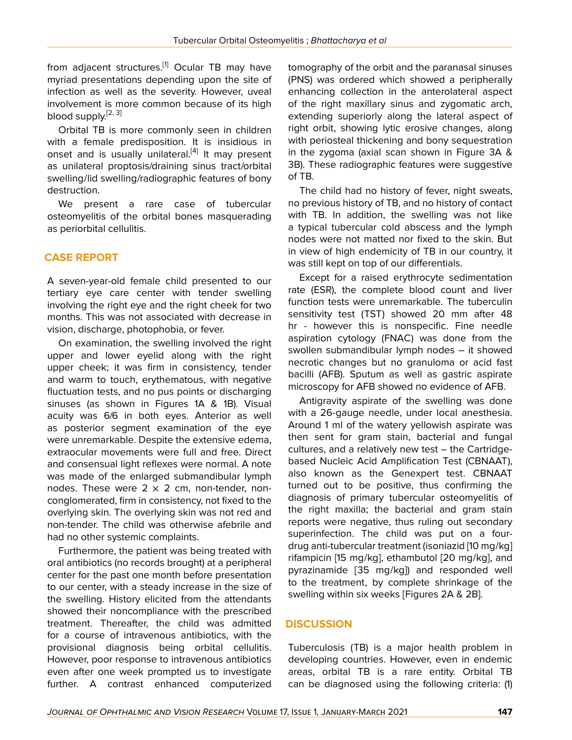from adjacent structures.[1] Ocular TB may have myriad presentations depending upon the site of infection as well as the severity. However, uveal involvement is more common because of its high blood supply.[2, 3]

Orbital TB is more commonly seen in children with a female predisposition. It is insidious in onset and is usually unilateral.[4] It may present as unilateral proptosis/draining sinus tract/orbital swelling/lid swelling/radiographic features of bony destruction.

We present a rare case of tubercular osteomyelitis of the orbital bones masquerading as periorbital cellulitis.

## CASE REPORT

A seven-year-old female child presented to our tertiary eye care center with tender swelling involving the right eye and the right cheek for two months. This was not associated with decrease in vision, discharge, photophobia, or fever.

On examination, the swelling involved the right upper and lower eyelid along with the right upper cheek; it was firm in consistency, tender and warm to touch, erythematous, with negative fluctuation tests, and no pus points or discharging sinuses (as shown in Figures 1A & 1B). Visual acuity was 6/6 in both eyes. Anterior as well as posterior segment examination of the eye were unremarkable. Despite the extensive edema, extraocular movements were full and free. Direct and consensual light reflexes were normal. A note was made of the enlarged submandibular lymph nodes. These were 2 × 2 cm, non-tender, non-conglomerated, firm in consistency, not fixed to the overlying skin. The overlying skin was not red and non-tender. The child was otherwise afebrile and had no other systemic complaints.

Furthermore, the patient was being treated with oral antibiotics (no records brought) at a peripheral center for the past one month before presentation to our center, with a steady increase in the size of the swelling. History elicited from the attendants showed their noncompliance with the prescribed treatment. Thereafter, the child was admitted for a course of intravenous antibiotics, with the provisional diagnosis being orbital cellulitis. However, poor response to intravenous antibiotics even after one week prompted us to investigate further. A contrast enhanced computerized tomography of the orbit and the paranasal sinuses (PNS) was ordered which showed a peripherally enhancing collection in the anterolateral aspect of the right maxillary sinus and zygomatic arch, extending superiorly along the lateral aspect of right orbit, showing lytic erosive changes, along with periosteal thickening and bony sequestration in the zygoma (axial scan shown in Figure 3A & 3B). These radiographic features were suggestive of TB.

The child had no history of fever, night sweats, no previous history of TB, and no history of contact with TB. In addition, the swelling was not like a typical tubercular cold abscess and the lymph nodes were not matted nor fixed to the skin. But in view of high endemicity of TB in our country, it was still kept on top of our differentials.

Except for a raised erythrocyte sedimentation rate (ESR), the complete blood count and liver function tests were unremarkable. The tuberculin sensitivity test (TST) showed 20 mm after 48 hr - however this is nonspecific. Fine needle aspiration cytology (FNAC) was done from the swollen submandibular lymph nodes – it showed necrotic changes but no granuloma or acid fast bacilli (AFB). Sputum as well as gastric aspirate microscopy for AFB showed no evidence of AFB.

Antigravity aspirate of the swelling was done with a 26-gauge needle, under local anesthesia. Around 1 ml of the watery yellowish aspirate was then sent for gram stain, bacterial and fungal cultures, and a relatively new test – the Cartridge-based Nucleic Acid Amplification Test (CBNAAT), also known as the Genexpert test. CBNAAT turned out to be positive, thus confirming the diagnosis of primary tubercular osteomyelitis of the right maxilla; the bacterial and gram stain reports were negative, thus ruling out secondary superinfection. The child was put on a four-drug anti-tubercular treatment (isoniazid [10 mg/kg] rifampicin [15 mg/kg], ethambutol [20 mg/kg], and pyrazinamide [35 mg/kg]) and responded well to the treatment, by complete shrinkage of the swelling within six weeks [Figures 2A & 2B].

## DISCUSSION

Tuberculosis (TB) is a major health problem in developing countries. However, even in endemic areas, orbital TB is a rare entity. Orbital TB can be diagnosed using the following criteria: (1)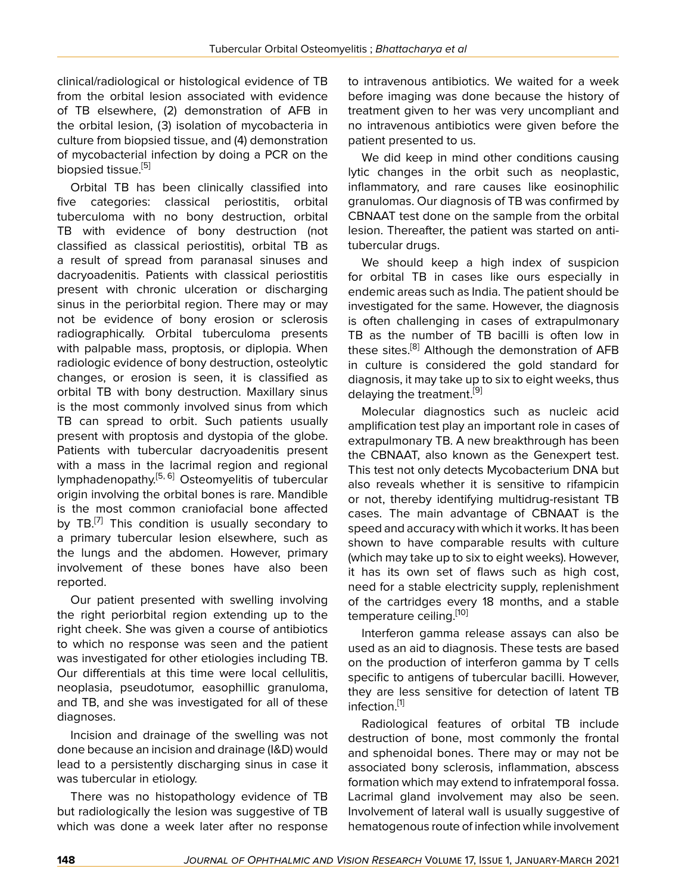clinical/radiological or histological evidence of TB from the orbital lesion associated with evidence of TB elsewhere, (2) demonstration of AFB in the orbital lesion, (3) isolation of mycobacteria in culture from biopsied tissue, and (4) demonstration of mycobacterial infection by doing a PCR on the biopsied tissue.[5]

Orbital TB has been clinically classified into five categories: classical periostitis, orbital tuberculoma with no bony destruction, orbital TB with evidence of bony destruction (not classified as classical periostitis), orbital TB as a result of spread from paranasal sinuses and dacryoadenitis. Patients with classical periostitis present with chronic ulceration or discharging sinus in the periorbital region. There may or may not be evidence of bony erosion or sclerosis radiographically. Orbital tuberculoma presents with palpable mass, proptosis, or diplopia. When radiologic evidence of bony destruction, osteolytic changes, or erosion is seen, it is classified as orbital TB with bony destruction. Maxillary sinus is the most commonly involved sinus from which TB can spread to orbit. Such patients usually present with proptosis and dystopia of the globe. Patients with tubercular dacryoadenitis present with a mass in the lacrimal region and regional lymphadenopathy.[5, 6] Osteomyelitis of tubercular origin involving the orbital bones is rare. Mandible is the most common craniofacial bone affected by TB.[7] This condition is usually secondary to a primary tubercular lesion elsewhere, such as the lungs and the abdomen. However, primary involvement of these bones have also been reported.

Our patient presented with swelling involving the right periorbital region extending up to the right cheek. She was given a course of antibiotics to which no response was seen and the patient was investigated for other etiologies including TB. Our differentials at this time were local cellulitis, neoplasia, pseudotumor, easophillic granuloma, and TB, and she was investigated for all of these diagnoses.

Incision and drainage of the swelling was not done because an incision and drainage (I&D) would lead to a persistently discharging sinus in case it was tubercular in etiology.

There was no histopathology evidence of TB but radiologically the lesion was suggestive of TB which was done a week later after no response to intravenous antibiotics. We waited for a week before imaging was done because the history of treatment given to her was very uncompliant and no intravenous antibiotics were given before the patient presented to us.

We did keep in mind other conditions causing lytic changes in the orbit such as neoplastic, inflammatory, and rare causes like eosinophilic granulomas. Our diagnosis of TB was confirmed by CBNAAT test done on the sample from the orbital lesion. Thereafter, the patient was started on anti-tubercular drugs.

We should keep a high index of suspicion for orbital TB in cases like ours especially in endemic areas such as India. The patient should be investigated for the same. However, the diagnosis is often challenging in cases of extrapulmonary TB as the number of TB bacilli is often low in these sites.[8] Although the demonstration of AFB in culture is considered the gold standard for diagnosis, it may take up to six to eight weeks, thus delaying the treatment.[9]

Molecular diagnostics such as nucleic acid amplification test play an important role in cases of extrapulmonary TB. A new breakthrough has been the CBNAAT, also known as the Genexpert test. This test not only detects Mycobacterium DNA but also reveals whether it is sensitive to rifampicin or not, thereby identifying multidrug-resistant TB cases. The main advantage of CBNAAT is the speed and accuracy with which it works. It has been shown to have comparable results with culture (which may take up to six to eight weeks). However, it has its own set of flaws such as high cost, need for a stable electricity supply, replenishment of the cartridges every 18 months, and a stable temperature ceiling.[10]

Interferon gamma release assays can also be used as an aid to diagnosis. These tests are based on the production of interferon gamma by T cells specific to antigens of tubercular bacilli. However, they are less sensitive for detection of latent TB infection.[1]

Radiological features of orbital TB include destruction of bone, most commonly the frontal and sphenoidal bones. There may or may not be associated bony sclerosis, inflammation, abscess formation which may extend to infratemporal fossa. Lacrimal gland involvement may also be seen. Involvement of lateral wall is usually suggestive of hematogenous route of infection while involvement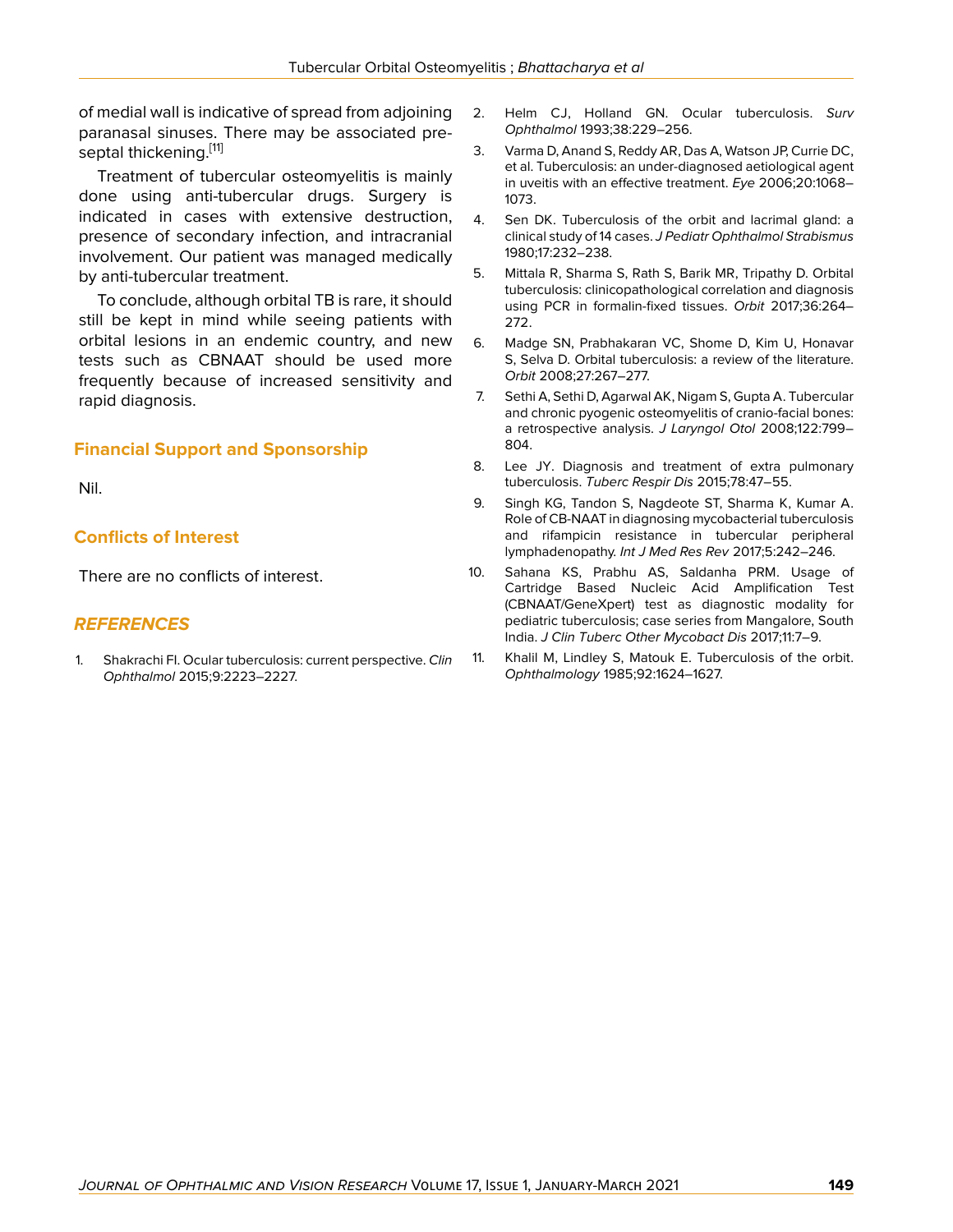of medial wall is indicative of spread from adjoining paranasal sinuses. There may be associated pre-septal thickening.[11]

Treatment of tubercular osteomyelitis is mainly done using anti-tubercular drugs. Surgery is indicated in cases with extensive destruction, presence of secondary infection, and intracranial involvement. Our patient was managed medically by anti-tubercular treatment.

To conclude, although orbital TB is rare, it should still be kept in mind while seeing patients with orbital lesions in an endemic country, and new tests such as CBNAAT should be used more frequently because of increased sensitivity and rapid diagnosis.

## Financial Support and Sponsorship

Nil.

## Conflicts of Interest

There are no conflicts of interest.

## REFERENCES

1. Shakrachi FI. Ocular tuberculosis: current perspective. *Clin Ophthalmol* 2015;9:2223–2227.
2. Helm CJ, Holland GN. Ocular tuberculosis. *Surv Ophthalmol* 1993;38:229–256.
3. Varma D, Anand S, Reddy AR, Das A, Watson JP, Currie DC, et al. Tuberculosis: an under-diagnosed aetiological agent in uveitis with an effective treatment. *Eye* 2006;20:1068–1073.
4. Sen DK. Tuberculosis of the orbit and lacrimal gland: a clinical study of 14 cases. *J Pediatr Ophthalmol Strabismus* 1980;17:232–238.
5. Mittala R, Sharma S, Rath S, Barik MR, Tripathy D. Orbital tuberculosis: clinicopathological correlation and diagnosis using PCR in formalin-fixed tissues. *Orbit* 2017;36:264–272.
6. Madge SN, Prabhakaran VC, Shome D, Kim U, Honavar S, Selva D. Orbital tuberculosis: a review of the literature. *Orbit* 2008;27:267–277.
7. Sethi A, Sethi D, Agarwal AK, Nigam S, Gupta A. Tubercular and chronic pyogenic osteomyelitis of cranio-facial bones: a retrospective analysis. *J Laryngol Otol* 2008;122:799–804.
8. Lee JY. Diagnosis and treatment of extra pulmonary tuberculosis. *Tuberc Respir Dis* 2015;78:47–55.
9. Singh KG, Tandon S, Nagdeote ST, Sharma K, Kumar A. Role of CB-NAAT in diagnosing mycobacterial tuberculosis and rifampicin resistance in tubercular peripheral lymphadenopathy. *Int J Med Res Rev* 2017;5:242–246.
10. Sahana KS, Prabhu AS, Saldanha PRM. Usage of Cartridge Based Nucleic Acid Amplification Test (CBNAAT/GeneXpert) test as diagnostic modality for pediatric tuberculosis; case series from Mangalore, South India. *J Clin Tuberc Other Mycobact Dis* 2017;11:7–9.
11. Khalil M, Lindley S, Matouk E. Tuberculosis of the orbit. *Ophthalmology* 1985;92:1624–1627.